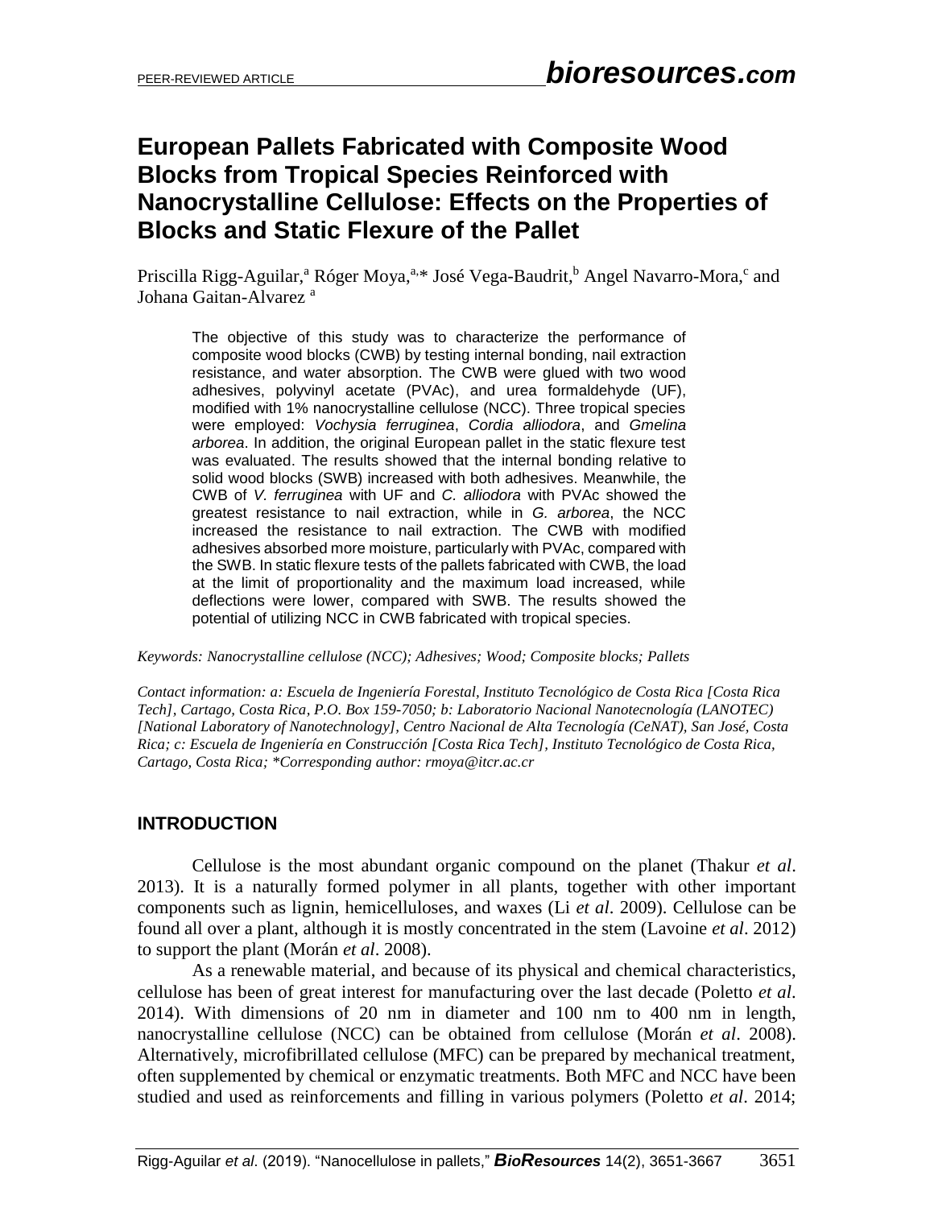# European Pallets Fabricated with Composite Wood Blocks from Tropical Species Reinforced with Nanocrystalline Cellulose: Effects on the Properties of Blocks and Static Flexure of the Pallet

Priscilla Rigg-Aguilar,[a] Róger Moya,[a,]* José Vega-Baudrit,[b] Angel Navarro-Mora,[c] and Johana Gaitan-Alvarez [a]

The objective of this study was to characterize the performance of composite wood blocks (CWB) by testing internal bonding, nail extraction resistance, and water absorption. The CWB were glued with two wood adhesives, polyvinyl acetate (PVAc), and urea formaldehyde (UF), modified with 1% nanocrystalline cellulose (NCC). Three tropical species were employed: *Vochysia ferruginea*, *Cordia alliodora*, and *Gmelina arborea*. In addition, the original European pallet in the static flexure test was evaluated. The results showed that the internal bonding relative to solid wood blocks (SWB) increased with both adhesives. Meanwhile, the CWB of *V. ferruginea* with UF and *C. alliodora* with PVAc showed the greatest resistance to nail extraction, while in *G. arborea*, the NCC increased the resistance to nail extraction. The CWB with modified adhesives absorbed more moisture, particularly with PVAc, compared with the SWB. In static flexure tests of the pallets fabricated with CWB, the load at the limit of proportionality and the maximum load increased, while deflections were lower, compared with SWB. The results showed the potential of utilizing NCC in CWB fabricated with tropical species.

*Keywords: Nanocrystalline cellulose (NCC); Adhesives; Wood; Composite blocks; Pallets*

*Contact information: a: Escuela de Ingeniería Forestal, Instituto Tecnológico de Costa Rica [Costa Rica Tech], Cartago, Costa Rica, P.O. Box 159-7050; b: Laboratorio Nacional Nanotecnología (LANOTEC) [National Laboratory of Nanotechnology], Centro Nacional de Alta Tecnología (CeNAT), San José, Costa Rica; c: Escuela de Ingeniería en Construcción [Costa Rica Tech], Instituto Tecnológico de Costa Rica, Cartago, Costa Rica; *Corresponding author: rmoya@itcr.ac.cr*

## INTRODUCTION

Cellulose is the most abundant organic compound on the planet (Thakur *et al*. 2013). It is a naturally formed polymer in all plants, together with other important components such as lignin, hemicelluloses, and waxes (Li *et al*. 2009). Cellulose can be found all over a plant, although it is mostly concentrated in the stem (Lavoine *et al*. 2012) to support the plant (Morán *et al*. 2008).

As a renewable material, and because of its physical and chemical characteristics, cellulose has been of great interest for manufacturing over the last decade (Poletto *et al*. 2014). With dimensions of 20 nm in diameter and 100 nm to 400 nm in length, nanocrystalline cellulose (NCC) can be obtained from cellulose (Morán *et al*. 2008). Alternatively, microfibrillated cellulose (MFC) can be prepared by mechanical treatment, often supplemented by chemical or enzymatic treatments. Both MFC and NCC have been studied and used as reinforcements and filling in various polymers (Poletto *et al*. 2014;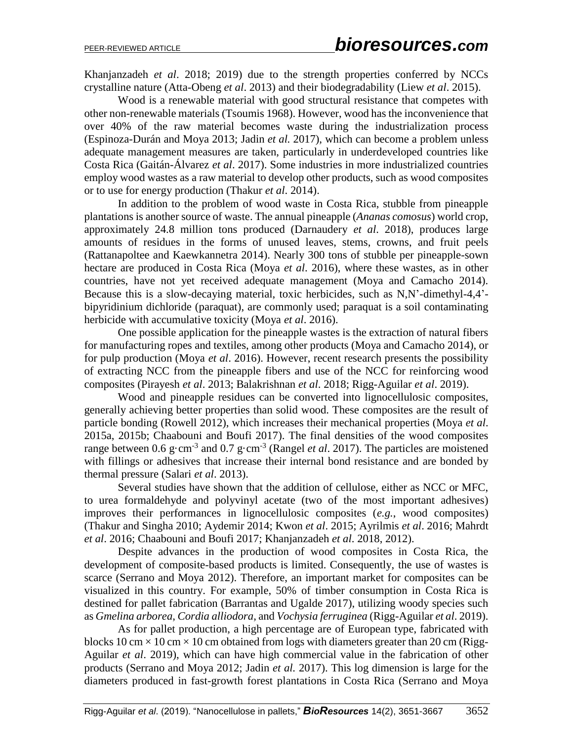Khanjanzadeh *et al*. 2018; 2019) due to the strength properties conferred by NCCs crystalline nature (Atta-Obeng *et al*. 2013) and their biodegradability (Liew *et al*. 2015).

Wood is a renewable material with good structural resistance that competes with other non-renewable materials (Tsoumis 1968). However, wood has the inconvenience that over 40% of the raw material becomes waste during the industrialization process (Espinoza-Durán and Moya 2013; Jadin *et al.* 2017), which can become a problem unless adequate management measures are taken, particularly in underdeveloped countries like Costa Rica (Gaitán-Álvarez *et al*. 2017). Some industries in more industrialized countries employ wood wastes as a raw material to develop other products, such as wood composites or to use for energy production (Thakur *et al*. 2014).

In addition to the problem of wood waste in Costa Rica, stubble from pineapple plantations is another source of waste. The annual pineapple (*Ananas comosus*) world crop, approximately 24.8 million tons produced (Darnaudery *et al*. 2018), produces large amounts of residues in the forms of unused leaves, stems, crowns, and fruit peels (Rattanapoltee and Kaewkannetra 2014). Nearly 300 tons of stubble per pineapple-sown hectare are produced in Costa Rica (Moya *et al*. 2016), where these wastes, as in other countries, have not yet received adequate management (Moya and Camacho 2014). Because this is a slow-decaying material, toxic herbicides, such as N,N'-dimethyl-4,4'-bipyridinium dichloride (paraquat), are commonly used; paraquat is a soil contaminating herbicide with accumulative toxicity (Moya *et al*. 2016).

One possible application for the pineapple wastes is the extraction of natural fibers for manufacturing ropes and textiles, among other products (Moya and Camacho 2014), or for pulp production (Moya *et al*. 2016). However, recent research presents the possibility of extracting NCC from the pineapple fibers and use of the NCC for reinforcing wood composites (Pirayesh *et al*. 2013; Balakrishnan *et al*. 2018; Rigg-Aguilar *et al*. 2019).

Wood and pineapple residues can be converted into lignocellulosic composites, generally achieving better properties than solid wood. These composites are the result of particle bonding (Rowell 2012), which increases their mechanical properties (Moya *et al*. 2015a, 2015b; Chaabouni and Boufi 2017). The final densities of the wood composites range between 0.6 $g \cdot cm^{-3}$ and 0.7 $g \cdot cm^{-3}$ (Rangel *et al*. 2017). The particles are moistened with fillings or adhesives that increase their internal bond resistance and are bonded by thermal pressure (Salari *et al*. 2013).

Several studies have shown that the addition of cellulose, either as NCC or MFC, to urea formaldehyde and polyvinyl acetate (two of the most important adhesives) improves their performances in lignocellulosic composites (*e.g.*, wood composites) (Thakur and Singha 2010; Aydemir 2014; Kwon *et al*. 2015; Ayrilmis *et al*. 2016; Mahrdt *et al*. 2016; Chaabouni and Boufi 2017; Khanjanzadeh *et al.* 2018, 2012).

Despite advances in the production of wood composites in Costa Rica, the development of composite-based products is limited. Consequently, the use of wastes is scarce (Serrano and Moya 2012). Therefore, an important market for composites can be visualized in this country. For example, 50% of timber consumption in Costa Rica is destined for pallet fabrication (Barrantas and Ugalde 2017), utilizing woody species such as *Gmelina arborea*, *Cordia alliodora*, and *Vochysia ferruginea* (Rigg-Aguilar *et al*. 2019).

As for pallet production, a high percentage are of European type, fabricated with blocks 10 cm × 10 cm × 10 cm obtained from logs with diameters greater than 20 cm (Rigg-Aguilar *et al*. 2019), which can have high commercial value in the fabrication of other products (Serrano and Moya 2012; Jadin *et al.* 2017). This log dimension is large for the diameters produced in fast-growth forest plantations in Costa Rica (Serrano and Moya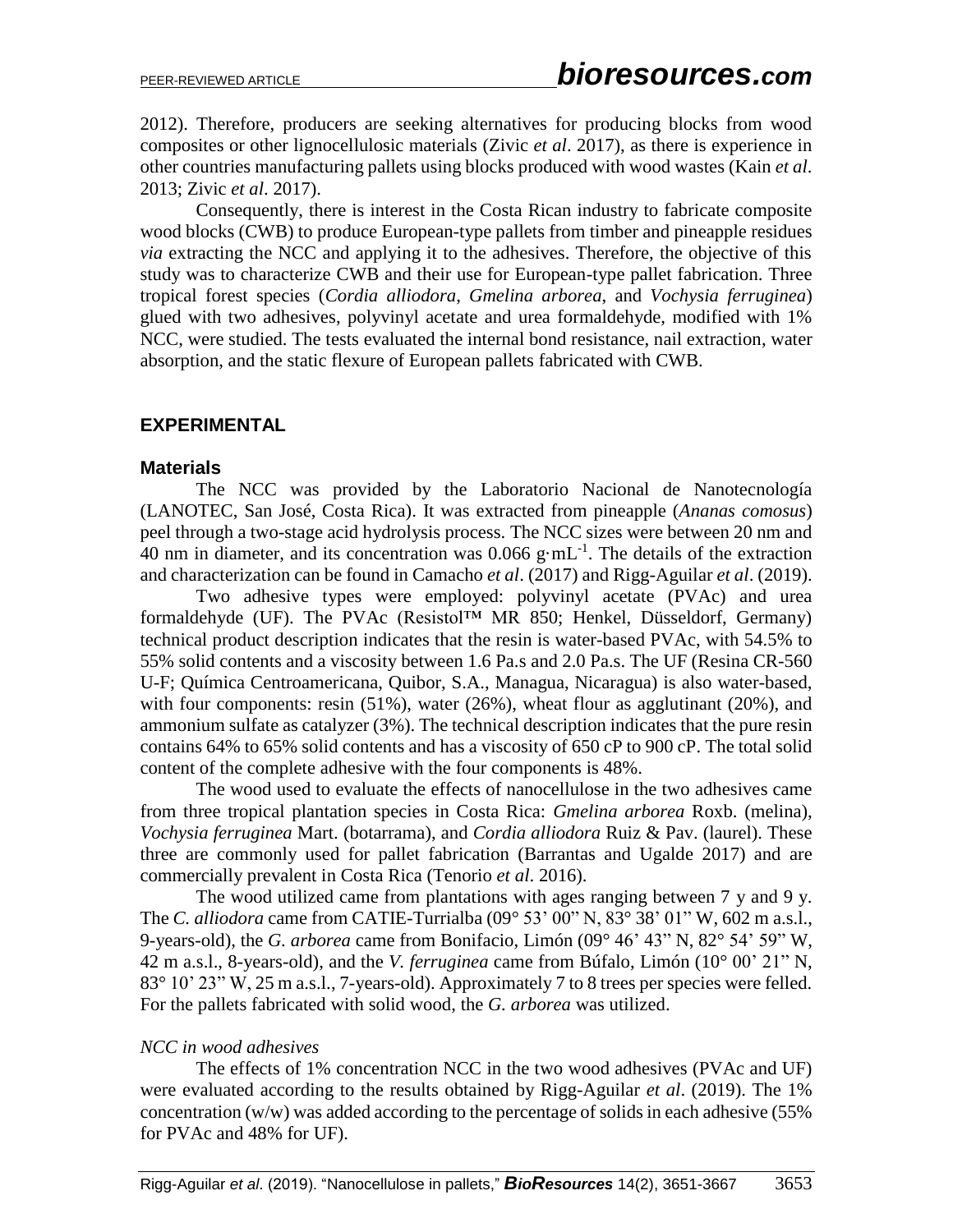2012). Therefore, producers are seeking alternatives for producing blocks from wood composites or other lignocellulosic materials (Zivic *et al*. 2017), as there is experience in other countries manufacturing pallets using blocks produced with wood wastes (Kain *et al*. 2013; Zivic *et al*. 2017).

Consequently, there is interest in the Costa Rican industry to fabricate composite wood blocks (CWB) to produce European-type pallets from timber and pineapple residues *via* extracting the NCC and applying it to the adhesives. Therefore, the objective of this study was to characterize CWB and their use for European-type pallet fabrication. Three tropical forest species (*Cordia alliodora*, *Gmelina arborea*, and *Vochysia ferruginea*) glued with two adhesives, polyvinyl acetate and urea formaldehyde, modified with 1% NCC, were studied. The tests evaluated the internal bond resistance, nail extraction, water absorption, and the static flexure of European pallets fabricated with CWB.

## EXPERIMENTAL

### Materials

The NCC was provided by the Laboratorio Nacional de Nanotecnología (LANOTEC, San José, Costa Rica). It was extracted from pineapple (*Ananas comosus*) peel through a two-stage acid hydrolysis process. The NCC sizes were between 20 nm and 40 nm in diameter, and its concentration was 0.066 $g \cdot mL^{-1}$. The details of the extraction and characterization can be found in Camacho *et al*. (2017) and Rigg-Aguilar *et al*. (2019).

Two adhesive types were employed: polyvinyl acetate (PVAc) and urea formaldehyde (UF). The PVAc (Resistol™ MR 850; Henkel, Düsseldorf, Germany) technical product description indicates that the resin is water-based PVAc, with 54.5% to 55% solid contents and a viscosity between 1.6 Pa.s and 2.0 Pa.s. The UF (Resina CR-560 U-F; Química Centroamericana, Quibor, S.A., Managua, Nicaragua) is also water-based, with four components: resin (51%), water (26%), wheat flour as agglutinant (20%), and ammonium sulfate as catalyzer (3%). The technical description indicates that the pure resin contains 64% to 65% solid contents and has a viscosity of 650 cP to 900 cP. The total solid content of the complete adhesive with the four components is 48%.

The wood used to evaluate the effects of nanocellulose in the two adhesives came from three tropical plantation species in Costa Rica: *Gmelina arborea* Roxb. (melina), *Vochysia ferruginea* Mart. (botarrama), and *Cordia alliodora* Ruiz & Pav. (laurel). These three are commonly used for pallet fabrication (Barrantas and Ugalde 2017) and are commercially prevalent in Costa Rica (Tenorio *et al*. 2016).

The wood utilized came from plantations with ages ranging between 7 y and 9 y. The *C. alliodora* came from CATIE-Turrialba (09° 53' 00" N, 83° 38' 01" W, 602 m a.s.l., 9-years-old), the *G. arborea* came from Bonifacio, Limón (09° 46' 43" N, 82° 54' 59" W, 42 m a.s.l., 8-years-old), and the *V. ferruginea* came from Búfalo, Limón (10° 00' 21" N, 83° 10' 23" W, 25 m a.s.l., 7-years-old). Approximately 7 to 8 trees per species were felled. For the pallets fabricated with solid wood, the *G. arborea* was utilized.

#### *NCC in wood adhesives*

The effects of 1% concentration NCC in the two wood adhesives (PVAc and UF) were evaluated according to the results obtained by Rigg-Aguilar *et al*. (2019). The 1% concentration (w/w) was added according to the percentage of solids in each adhesive (55% for PVAc and 48% for UF).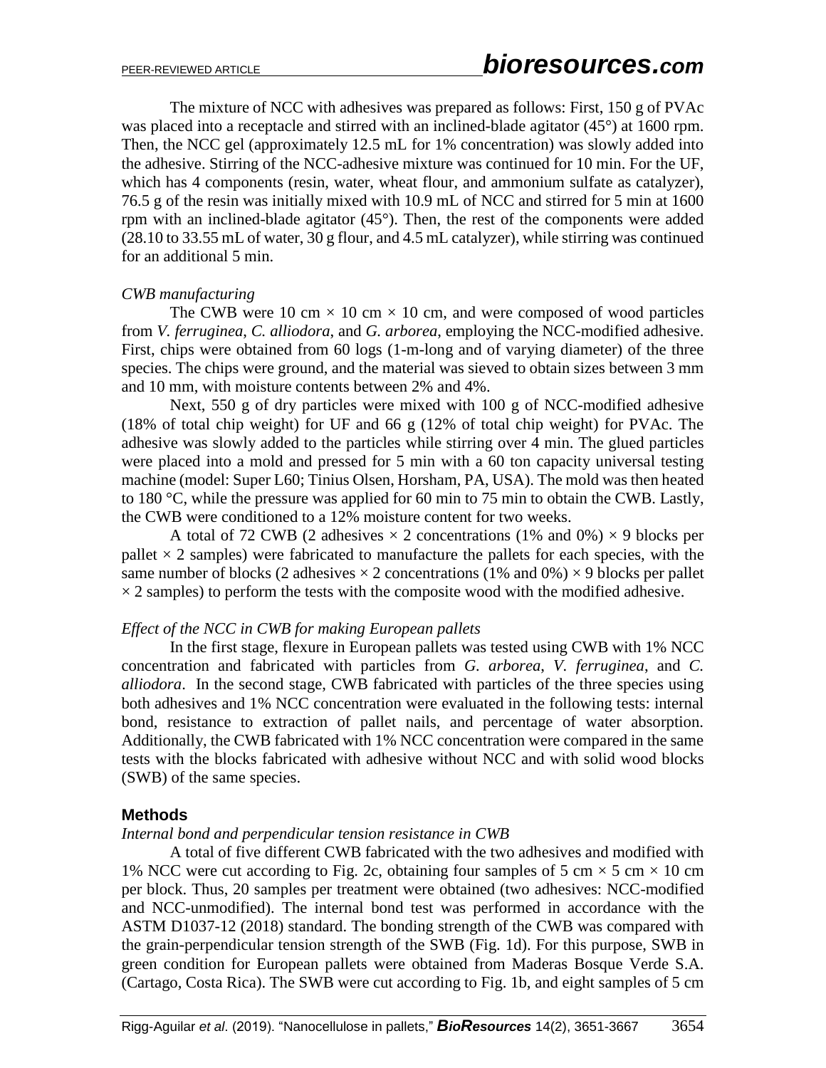The mixture of NCC with adhesives was prepared as follows: First, 150 g of PVAc was placed into a receptacle and stirred with an inclined-blade agitator (45°) at 1600 rpm. Then, the NCC gel (approximately 12.5 mL for 1% concentration) was slowly added into the adhesive. Stirring of the NCC-adhesive mixture was continued for 10 min. For the UF, which has 4 components (resin, water, wheat flour, and ammonium sulfate as catalyzer), 76.5 g of the resin was initially mixed with 10.9 mL of NCC and stirred for 5 min at 1600 rpm with an inclined-blade agitator (45°). Then, the rest of the components were added (28.10 to 33.55 mL of water, 30 g flour, and 4.5 mL catalyzer), while stirring was continued for an additional 5 min.

*CWB manufacturing*

The CWB were 10 cm × 10 cm × 10 cm, and were composed of wood particles from *V. ferruginea*, *C. alliodora*, and *G. arborea*, employing the NCC-modified adhesive. First, chips were obtained from 60 logs (1-m-long and of varying diameter) of the three species. The chips were ground, and the material was sieved to obtain sizes between 3 mm and 10 mm, with moisture contents between 2% and 4%.

Next, 550 g of dry particles were mixed with 100 g of NCC-modified adhesive (18% of total chip weight) for UF and 66 g (12% of total chip weight) for PVAc. The adhesive was slowly added to the particles while stirring over 4 min. The glued particles were placed into a mold and pressed for 5 min with a 60 ton capacity universal testing machine (model: Super L60; Tinius Olsen, Horsham, PA, USA). The mold was then heated to 180 °C, while the pressure was applied for 60 min to 75 min to obtain the CWB. Lastly, the CWB were conditioned to a 12% moisture content for two weeks.

A total of 72 CWB (2 adhesives × 2 concentrations (1% and 0%) × 9 blocks per pallet × 2 samples) were fabricated to manufacture the pallets for each species, with the same number of blocks (2 adhesives × 2 concentrations (1% and 0%) × 9 blocks per pallet × 2 samples) to perform the tests with the composite wood with the modified adhesive.

*Effect of the NCC in CWB for making European pallets*

In the first stage, flexure in European pallets was tested using CWB with 1% NCC concentration and fabricated with particles from *G. arborea*, *V. ferruginea*, and *C. alliodora*. In the second stage, CWB fabricated with particles of the three species using both adhesives and 1% NCC concentration were evaluated in the following tests: internal bond, resistance to extraction of pallet nails, and percentage of water absorption. Additionally, the CWB fabricated with 1% NCC concentration were compared in the same tests with the blocks fabricated with adhesive without NCC and with solid wood blocks (SWB) of the same species.

## Methods

*Internal bond and perpendicular tension resistance in CWB*

A total of five different CWB fabricated with the two adhesives and modified with 1% NCC were cut according to Fig. 2c, obtaining four samples of 5 cm × 5 cm × 10 cm per block. Thus, 20 samples per treatment were obtained (two adhesives: NCC-modified and NCC-unmodified). The internal bond test was performed in accordance with the ASTM D1037-12 (2018) standard. The bonding strength of the CWB was compared with the grain-perpendicular tension strength of the SWB (Fig. 1d). For this purpose, SWB in green condition for European pallets were obtained from Maderas Bosque Verde S.A. (Cartago, Costa Rica). The SWB were cut according to Fig. 1b, and eight samples of 5 cm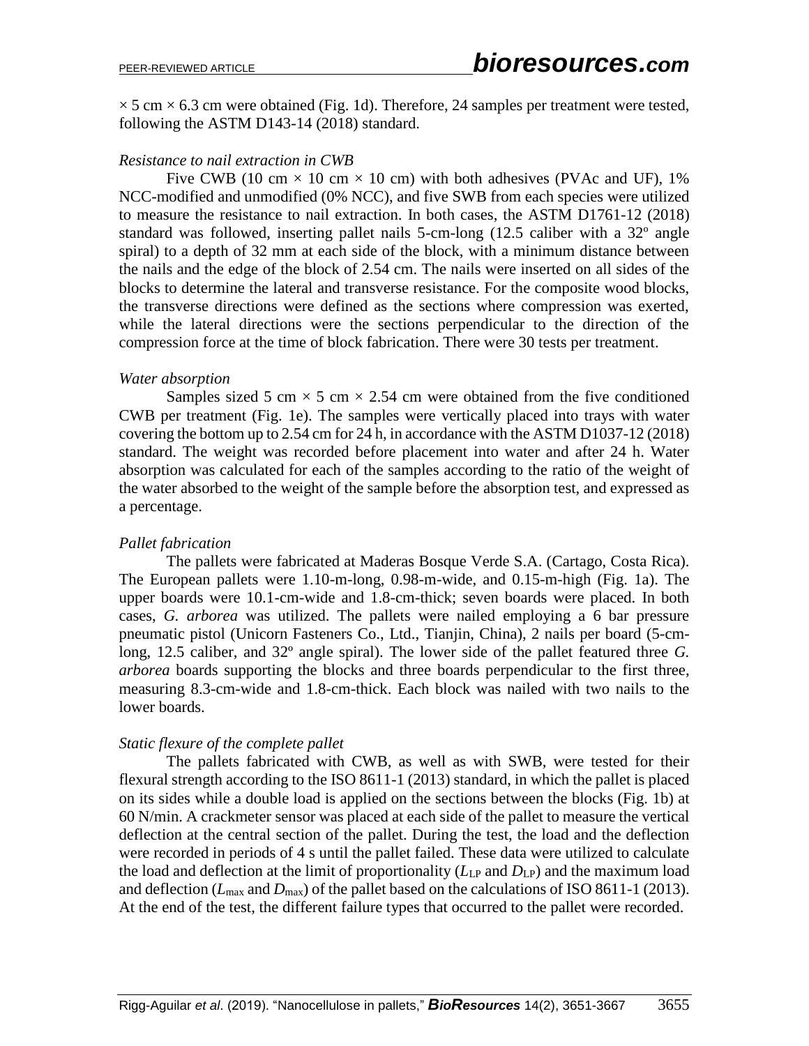× 5 cm × 6.3 cm were obtained (Fig. 1d). Therefore, 24 samples per treatment were tested, following the ASTM D143-14 (2018) standard.

*Resistance to nail extraction in CWB*

Five CWB (10 cm × 10 cm × 10 cm) with both adhesives (PVAc and UF), 1% NCC-modified and unmodified (0% NCC), and five SWB from each species were utilized to measure the resistance to nail extraction. In both cases, the ASTM D1761-12 (2018) standard was followed, inserting pallet nails 5-cm-long (12.5 caliber with a 32º angle spiral) to a depth of 32 mm at each side of the block, with a minimum distance between the nails and the edge of the block of 2.54 cm. The nails were inserted on all sides of the blocks to determine the lateral and transverse resistance. For the composite wood blocks, the transverse directions were defined as the sections where compression was exerted, while the lateral directions were the sections perpendicular to the direction of the compression force at the time of block fabrication. There were 30 tests per treatment.

*Water absorption*

Samples sized 5 cm × 5 cm × 2.54 cm were obtained from the five conditioned CWB per treatment (Fig. 1e). The samples were vertically placed into trays with water covering the bottom up to 2.54 cm for 24 h, in accordance with the ASTM D1037-12 (2018) standard. The weight was recorded before placement into water and after 24 h. Water absorption was calculated for each of the samples according to the ratio of the weight of the water absorbed to the weight of the sample before the absorption test, and expressed as a percentage.

*Pallet fabrication*

The pallets were fabricated at Maderas Bosque Verde S.A. (Cartago, Costa Rica). The European pallets were 1.10-m-long, 0.98-m-wide, and 0.15-m-high (Fig. 1a). The upper boards were 10.1-cm-wide and 1.8-cm-thick; seven boards were placed. In both cases, *G. arborea* was utilized. The pallets were nailed employing a 6 bar pressure pneumatic pistol (Unicorn Fasteners Co., Ltd., Tianjin, China), 2 nails per board (5-cm-long, 12.5 caliber, and 32º angle spiral). The lower side of the pallet featured three *G. arborea* boards supporting the blocks and three boards perpendicular to the first three, measuring 8.3-cm-wide and 1.8-cm-thick. Each block was nailed with two nails to the lower boards.

*Static flexure of the complete pallet*

The pallets fabricated with CWB, as well as with SWB, were tested for their flexural strength according to the ISO 8611-1 (2013) standard, in which the pallet is placed on its sides while a double load is applied on the sections between the blocks (Fig. 1b) at 60 N/min. A crackmeter sensor was placed at each side of the pallet to measure the vertical deflection at the central section of the pallet. During the test, the load and the deflection were recorded in periods of 4 s until the pallet failed. These data were utilized to calculate the load and deflection at the limit of proportionality ($L_{LP}$ and $D_{LP}$) and the maximum load and deflection ($L_{max}$ and $D_{max}$) of the pallet based on the calculations of ISO 8611-1 (2013). At the end of the test, the different failure types that occurred to the pallet were recorded.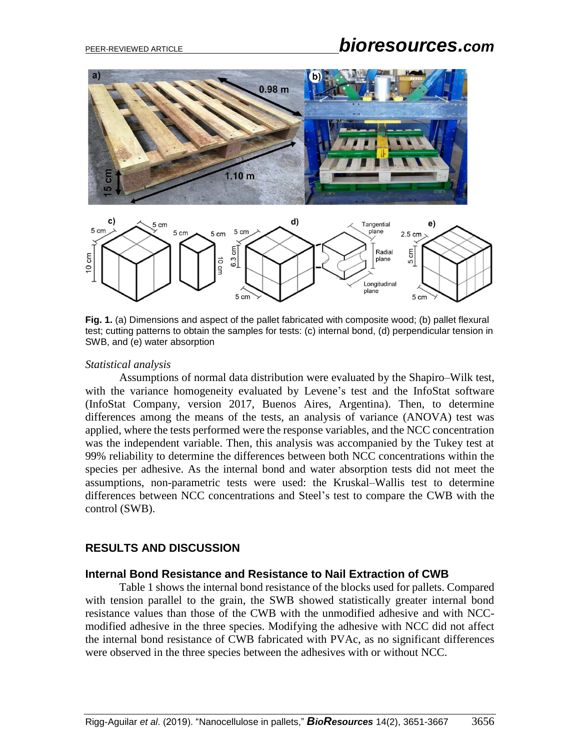**Fig. 1.** (a) Dimensions and aspect of the pallet fabricated with composite wood; (b) pallet flexural test; cutting patterns to obtain the samples for tests: (c) internal bond, (d) perpendicular tension in SWB, and (e) water absorption

*Statistical analysis*

Assumptions of normal data distribution were evaluated by the Shapiro–Wilk test, with the variance homogeneity evaluated by Levene's test and the InfoStat software (InfoStat Company, version 2017, Buenos Aires, Argentina). Then, to determine differences among the means of the tests, an analysis of variance (ANOVA) test was applied, where the tests performed were the response variables, and the NCC concentration was the independent variable. Then, this analysis was accompanied by the Tukey test at 99% reliability to determine the differences between both NCC concentrations within the species per adhesive. As the internal bond and water absorption tests did not meet the assumptions, non-parametric tests were used: the Kruskal–Wallis test to determine differences between NCC concentrations and Steel's test to compare the CWB with the control (SWB).

## RESULTS AND DISCUSSION

### Internal Bond Resistance and Resistance to Nail Extraction of CWB

Table 1 shows the internal bond resistance of the blocks used for pallets. Compared with tension parallel to the grain, the SWB showed statistically greater internal bond resistance values than those of the CWB with the unmodified adhesive and with NCC-modified adhesive in the three species. Modifying the adhesive with NCC did not affect the internal bond resistance of CWB fabricated with PVAc, as no significant differences were observed in the three species between the adhesives with or without NCC.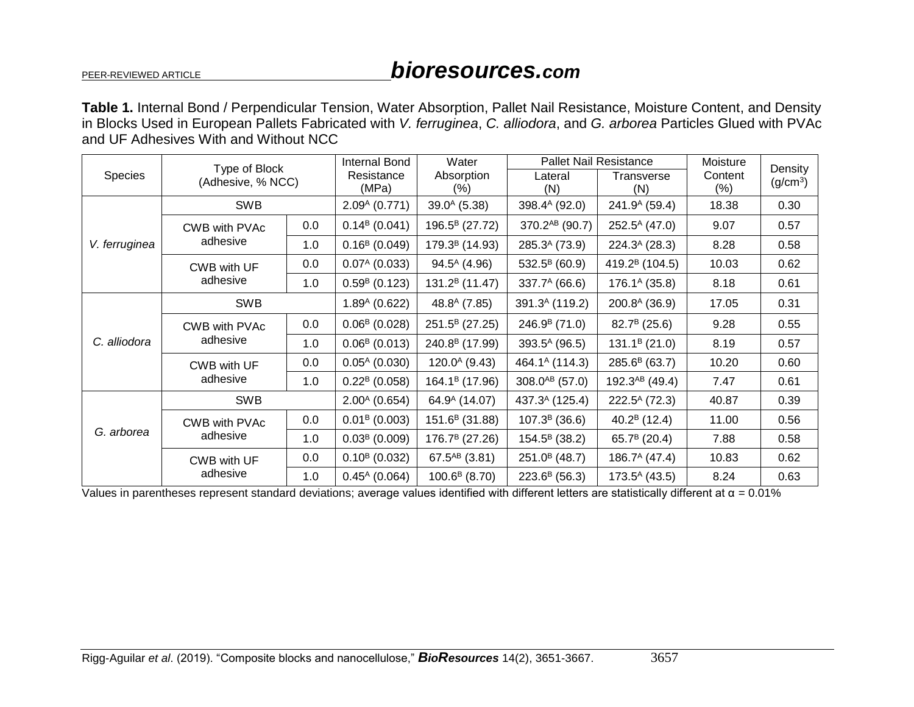**Table 1.** Internal Bond / Perpendicular Tension, Water Absorption, Pallet Nail Resistance, Moisture Content, and Density in Blocks Used in European Pallets Fabricated with *V. ferruginea*, *C. alliodora*, and *G. arborea* Particles Glued with PVAc and UF Adhesives With and Without NCC

| Species | Type of Block (Adhesive, % NCC) | | Internal Bond Resistance (MPa) | Water Absorption (%) | Pallet Nail Resistance | | Moisture Content (%) | Density ($g/cm^3$) |
|---|---|---|---|---|---|---|---|---|
| | | | | | Lateral (N) | Transverse (N) | | |
| *V. ferruginea* | SWB | | $2.09^{A}$ (0.771) | $39.0^{A}$ (5.38) | $398.4^{A}$ (92.0) | $241.9^{A}$ (59.4) | 18.38 | 0.30 |
| | CWB with PVAc adhesive | 0.0 | $0.14^{B}$ (0.041) | $196.5^{B}$ (27.72) | $370.2^{AB}$ (90.7) | $252.5^{A}$ (47.0) | 9.07 | 0.57 |
| | | 1.0 | $0.16^{B}$ (0.049) | $179.3^{B}$ (14.93) | $285.3^{A}$ (73.9) | $224.3^{A}$ (28.3) | 8.28 | 0.58 |
| | CWB with UF adhesive | 0.0 | $0.07^{A}$ (0.033) | $94.5^{A}$ (4.96) | $532.5^{B}$ (60.9) | $419.2^{B}$ (104.5) | 10.03 | 0.62 |
| | | 1.0 | $0.59^{B}$ (0.123) | $131.2^{B}$ (11.47) | $337.7^{A}$ (66.6) | $176.1^{A}$ (35.8) | 8.18 | 0.61 |
| *C. alliodora* | SWB | | $1.89^{A}$ (0.622) | $48.8^{A}$ (7.85) | $391.3^{A}$ (119.2) | $200.8^{A}$ (36.9) | 17.05 | 0.31 |
| | CWB with PVAc adhesive | 0.0 | $0.06^{B}$ (0.028) | $251.5^{B}$ (27.25) | $246.9^{B}$ (71.0) | $82.7^{B}$ (25.6) | 9.28 | 0.55 |
| | | 1.0 | $0.06^{B}$ (0.013) | $240.8^{B}$ (17.99) | $393.5^{A}$ (96.5) | $131.1^{B}$ (21.0) | 8.19 | 0.57 |
| | CWB with UF adhesive | 0.0 | $0.05^{A}$ (0.030) | $120.0^{A}$ (9.43) | $464.1^{A}$ (114.3) | $285.6^{B}$ (63.7) | 10.20 | 0.60 |
| | | 1.0 | $0.22^{B}$ (0.058) | $164.1^{B}$ (17.96) | $308.0^{AB}$ (57.0) | $192.3^{AB}$ (49.4) | 7.47 | 0.61 |
| *G. arborea* | SWB | | $2.00^{A}$ (0.654) | $64.9^{A}$ (14.07) | $437.3^{A}$ (125.4) | $222.5^{A}$ (72.3) | 40.87 | 0.39 |
| | CWB with PVAc adhesive | 0.0 | $0.01^{B}$ (0.003) | $151.6^{B}$ (31.88) | $107.3^{B}$ (36.6) | $40.2^{B}$ (12.4) | 11.00 | 0.56 |
| | | 1.0 | $0.03^{B}$ (0.009) | $176.7^{B}$ (27.26) | $154.5^{B}$ (38.2) | $65.7^{B}$ (20.4) | 7.88 | 0.58 |
| | CWB with UF adhesive | 0.0 | $0.10^{B}$ (0.032) | $67.5^{AB}$ (3.81) | $251.0^{B}$ (48.7) | $186.7^{A}$ (47.4) | 10.83 | 0.62 |
| | | 1.0 | $0.45^{A}$ (0.064) | $100.6^{B}$ (8.70) | $223.6^{B}$ (56.3) | $173.5^{A}$ (43.5) | 8.24 | 0.63 |

Values in parentheses represent standard deviations; average values identified with different letters are statistically different at $\alpha = 0.01\%$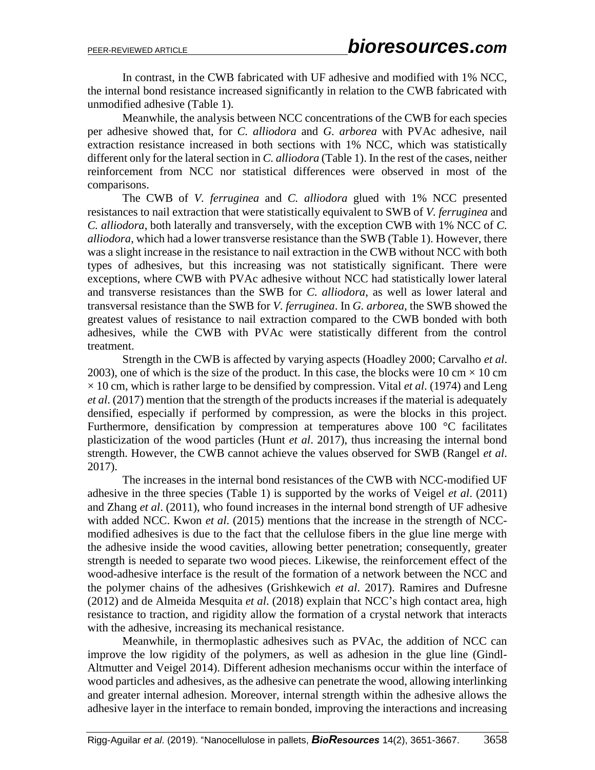In contrast, in the CWB fabricated with UF adhesive and modified with 1% NCC, the internal bond resistance increased significantly in relation to the CWB fabricated with unmodified adhesive (Table 1).

Meanwhile, the analysis between NCC concentrations of the CWB for each species per adhesive showed that, for *C. alliodora* and *G. arborea* with PVAc adhesive, nail extraction resistance increased in both sections with 1% NCC, which was statistically different only for the lateral section in *C. alliodora* (Table 1). In the rest of the cases, neither reinforcement from NCC nor statistical differences were observed in most of the comparisons.

The CWB of *V. ferruginea* and *C. alliodora* glued with 1% NCC presented resistances to nail extraction that were statistically equivalent to SWB of *V. ferruginea* and *C. alliodora*, both laterally and transversely, with the exception CWB with 1% NCC of *C. alliodora*, which had a lower transverse resistance than the SWB (Table 1). However, there was a slight increase in the resistance to nail extraction in the CWB without NCC with both types of adhesives, but this increasing was not statistically significant. There were exceptions, where CWB with PVAc adhesive without NCC had statistically lower lateral and transverse resistances than the SWB for *C. alliodora*, as well as lower lateral and transversal resistance than the SWB for *V. ferruginea*. In *G. arborea*, the SWB showed the greatest values of resistance to nail extraction compared to the CWB bonded with both adhesives, while the CWB with PVAc were statistically different from the control treatment.

Strength in the CWB is affected by varying aspects (Hoadley 2000; Carvalho *et al*. 2003), one of which is the size of the product. In this case, the blocks were 10 cm × 10 cm × 10 cm, which is rather large to be densified by compression. Vital *et al*. (1974) and Leng *et al*. (2017) mention that the strength of the products increases if the material is adequately densified, especially if performed by compression, as were the blocks in this project. Furthermore, densification by compression at temperatures above 100 °C facilitates plasticization of the wood particles (Hunt *et al*. 2017), thus increasing the internal bond strength. However, the CWB cannot achieve the values observed for SWB (Rangel *et al*. 2017).

The increases in the internal bond resistances of the CWB with NCC-modified UF adhesive in the three species (Table 1) is supported by the works of Veigel *et al*. (2011) and Zhang *et al*. (2011), who found increases in the internal bond strength of UF adhesive with added NCC. Kwon *et al*. (2015) mentions that the increase in the strength of NCC-modified adhesives is due to the fact that the cellulose fibers in the glue line merge with the adhesive inside the wood cavities, allowing better penetration; consequently, greater strength is needed to separate two wood pieces. Likewise, the reinforcement effect of the wood-adhesive interface is the result of the formation of a network between the NCC and the polymer chains of the adhesives (Grishkewich *et al*. 2017). Ramires and Dufresne (2012) and de Almeida Mesquita *et al*. (2018) explain that NCC's high contact area, high resistance to traction, and rigidity allow the formation of a crystal network that interacts with the adhesive, increasing its mechanical resistance.

Meanwhile, in thermoplastic adhesives such as PVAc, the addition of NCC can improve the low rigidity of the polymers, as well as adhesion in the glue line (Gindl-Altmutter and Veigel 2014). Different adhesion mechanisms occur within the interface of wood particles and adhesives, as the adhesive can penetrate the wood, allowing interlinking and greater internal adhesion. Moreover, internal strength within the adhesive allows the adhesive layer in the interface to remain bonded, improving the interactions and increasing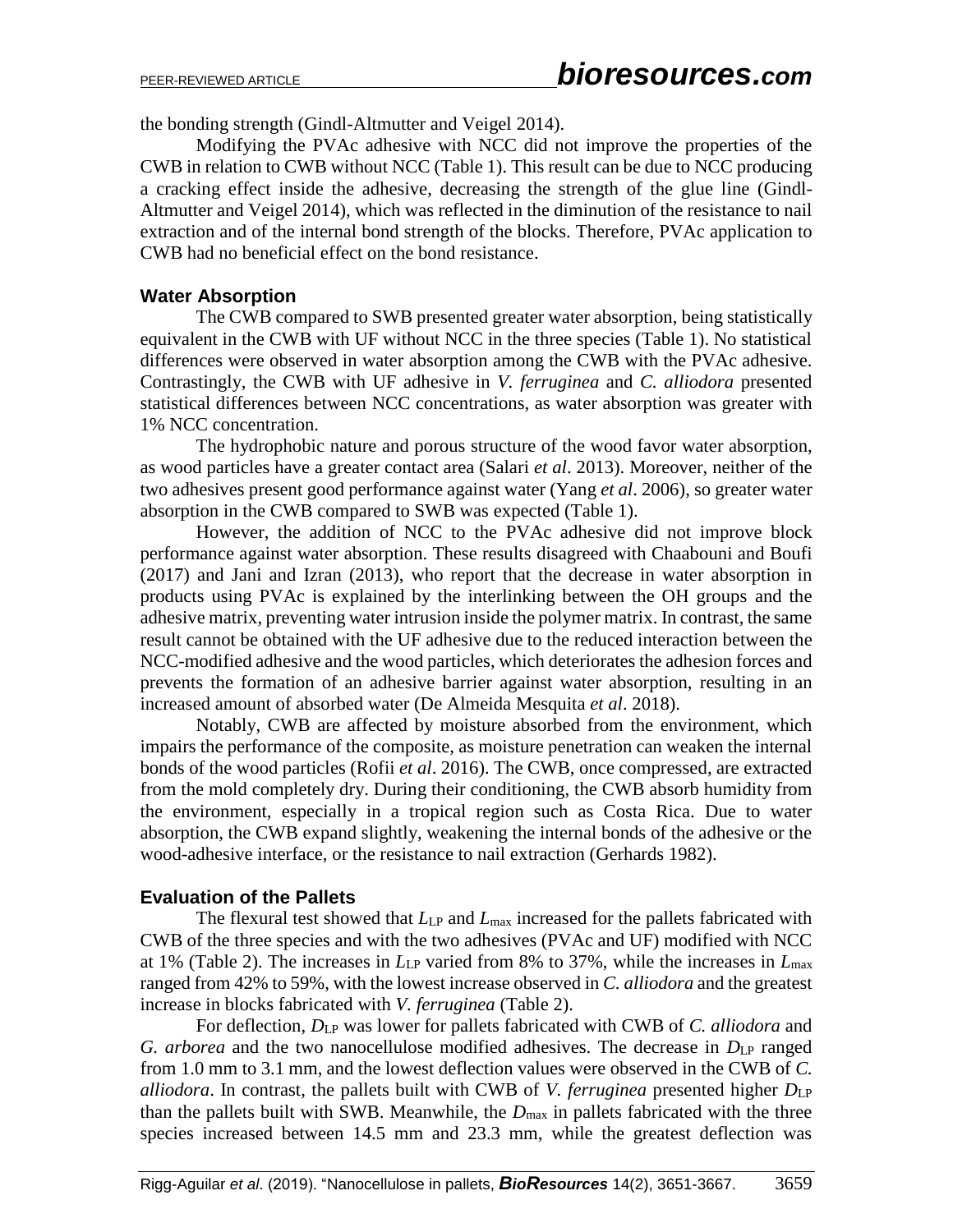the bonding strength (Gindl-Altmutter and Veigel 2014).

Modifying the PVAc adhesive with NCC did not improve the properties of the CWB in relation to CWB without NCC (Table 1). This result can be due to NCC producing a cracking effect inside the adhesive, decreasing the strength of the glue line (Gindl-Altmutter and Veigel 2014), which was reflected in the diminution of the resistance to nail extraction and of the internal bond strength of the blocks. Therefore, PVAc application to CWB had no beneficial effect on the bond resistance.

### Water Absorption

The CWB compared to SWB presented greater water absorption, being statistically equivalent in the CWB with UF without NCC in the three species (Table 1). No statistical differences were observed in water absorption among the CWB with the PVAc adhesive. Contrastingly, the CWB with UF adhesive in *V. ferruginea* and *C. alliodora* presented statistical differences between NCC concentrations, as water absorption was greater with 1% NCC concentration.

The hydrophobic nature and porous structure of the wood favor water absorption, as wood particles have a greater contact area (Salari *et al*. 2013). Moreover, neither of the two adhesives present good performance against water (Yang *et al*. 2006), so greater water absorption in the CWB compared to SWB was expected (Table 1).

However, the addition of NCC to the PVAc adhesive did not improve block performance against water absorption. These results disagreed with Chaabouni and Boufi (2017) and Jani and Izran (2013), who report that the decrease in water absorption in products using PVAc is explained by the interlinking between the OH groups and the adhesive matrix, preventing water intrusion inside the polymer matrix. In contrast, the same result cannot be obtained with the UF adhesive due to the reduced interaction between the NCC-modified adhesive and the wood particles, which deteriorates the adhesion forces and prevents the formation of an adhesive barrier against water absorption, resulting in an increased amount of absorbed water (De Almeida Mesquita *et al*. 2018).

Notably, CWB are affected by moisture absorbed from the environment, which impairs the performance of the composite, as moisture penetration can weaken the internal bonds of the wood particles (Rofii *et al*. 2016). The CWB, once compressed, are extracted from the mold completely dry. During their conditioning, the CWB absorb humidity from the environment, especially in a tropical region such as Costa Rica. Due to water absorption, the CWB expand slightly, weakening the internal bonds of the adhesive or the wood-adhesive interface, or the resistance to nail extraction (Gerhards 1982).

### Evaluation of the Pallets

The flexural test showed that $L_{LP}$ and $L_{max}$ increased for the pallets fabricated with CWB of the three species and with the two adhesives (PVAc and UF) modified with NCC at 1% (Table 2). The increases in $L_{LP}$ varied from 8% to 37%, while the increases in $L_{max}$ ranged from 42% to 59%, with the lowest increase observed in *C. alliodora* and the greatest increase in blocks fabricated with *V. ferruginea* (Table 2).

For deflection, $D_{LP}$ was lower for pallets fabricated with CWB of *C. alliodora* and *G. arborea* and the two nanocellulose modified adhesives. The decrease in $D_{LP}$ ranged from 1.0 mm to 3.1 mm, and the lowest deflection values were observed in the CWB of *C. alliodora*. In contrast, the pallets built with CWB of *V. ferruginea* presented higher $D_{LP}$ than the pallets built with SWB. Meanwhile, the $D_{max}$ in pallets fabricated with the three species increased between 14.5 mm and 23.3 mm, while the greatest deflection was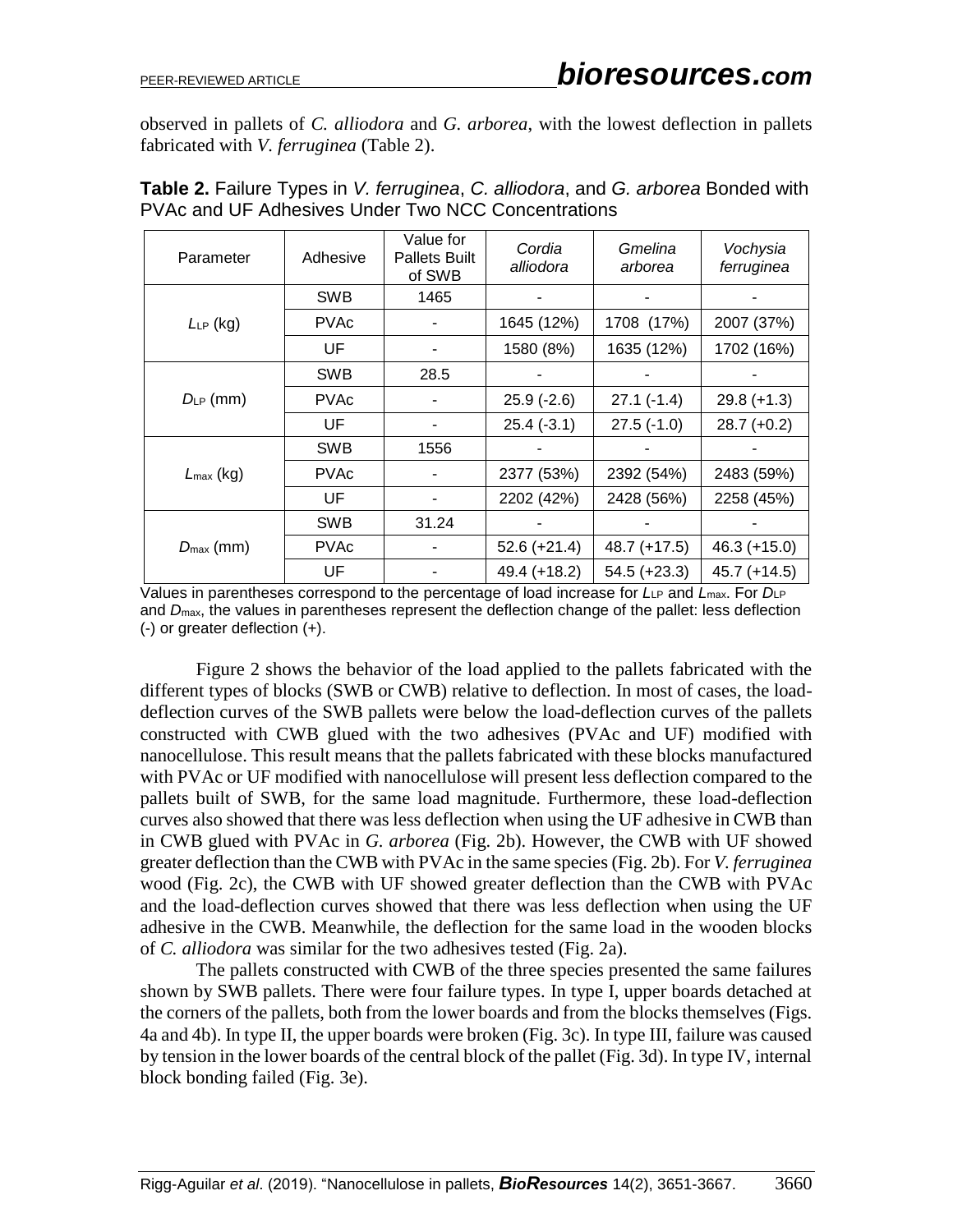observed in pallets of *C. alliodora* and *G. arborea*, with the lowest deflection in pallets fabricated with *V. ferruginea* (Table 2).

**Table 2.** Failure Types in *V. ferruginea*, *C. alliodora*, and *G. arborea* Bonded with PVAc and UF Adhesives Under Two NCC Concentrations

| Parameter | Adhesive | Value for Pallets Built of SWB | *Cordia alliodora* | *Gmelina arborea* | *Vochysia ferruginea* |
|---|---|---|---|---|---|
| $L_{LP}$ (kg) | SWB | 1465 | - | - | - |
| | PVAc | - | 1645 (12%) | 1708 (17%) | 2007 (37%) |
| | UF | - | 1580 (8%) | 1635 (12%) | 1702 (16%) |
| $D_{LP}$ (mm) | SWB | 28.5 | - | - | - |
| | PVAc | - | 25.9 (-2.6) | 27.1 (-1.4) | 29.8 (+1.3) |
| | UF | - | 25.4 (-3.1) | 27.5 (-1.0) | 28.7 (+0.2) |
| $L_{max}$ (kg) | SWB | 1556 | - | - | - |
| | PVAc | - | 2377 (53%) | 2392 (54%) | 2483 (59%) |
| | UF | - | 2202 (42%) | 2428 (56%) | 2258 (45%) |
| $D_{max}$ (mm) | SWB | 31.24 | - | - | - |
| | PVAc | - | 52.6 (+21.4) | 48.7 (+17.5) | 46.3 (+15.0) |
| | UF | - | 49.4 (+18.2) | 54.5 (+23.3) | 45.7 (+14.5) |

Values in parentheses correspond to the percentage of load increase for $L_{LP}$ and $L_{max}$. For $D_{LP}$ and $D_{max}$, the values in parentheses represent the deflection change of the pallet: less deflection (-) or greater deflection (+).

Figure 2 shows the behavior of the load applied to the pallets fabricated with the different types of blocks (SWB or CWB) relative to deflection. In most of cases, the load-deflection curves of the SWB pallets were below the load-deflection curves of the pallets constructed with CWB glued with the two adhesives (PVAc and UF) modified with nanocellulose. This result means that the pallets fabricated with these blocks manufactured with PVAc or UF modified with nanocellulose will present less deflection compared to the pallets built of SWB, for the same load magnitude. Furthermore, these load-deflection curves also showed that there was less deflection when using the UF adhesive in CWB than in CWB glued with PVAc in *G. arborea* (Fig. 2b). However, the CWB with UF showed greater deflection than the CWB with PVAc in the same species (Fig. 2b). For *V. ferruginea* wood (Fig. 2c), the CWB with UF showed greater deflection than the CWB with PVAc and the load-deflection curves showed that there was less deflection when using the UF adhesive in the CWB. Meanwhile, the deflection for the same load in the wooden blocks of *C. alliodora* was similar for the two adhesives tested (Fig. 2a).

The pallets constructed with CWB of the three species presented the same failures shown by SWB pallets. There were four failure types. In type I, upper boards detached at the corners of the pallets, both from the lower boards and from the blocks themselves (Figs. 4a and 4b). In type II, the upper boards were broken (Fig. 3c). In type III, failure was caused by tension in the lower boards of the central block of the pallet (Fig. 3d). In type IV, internal block bonding failed (Fig. 3e).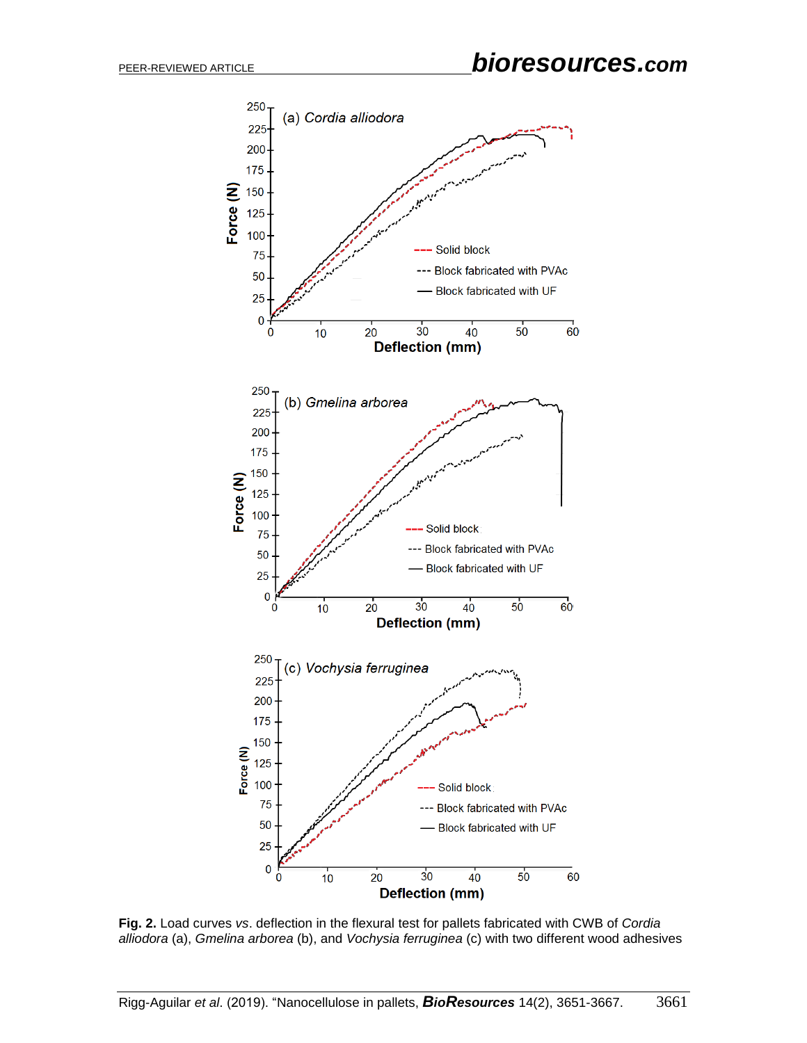**Fig. 2.** Load curves *vs*. deflection in the flexural test for pallets fabricated with CWB of *Cordia alliodora* (a), *Gmelina arborea* (b), and *Vochysia ferruginea* (c) with two different wood adhesives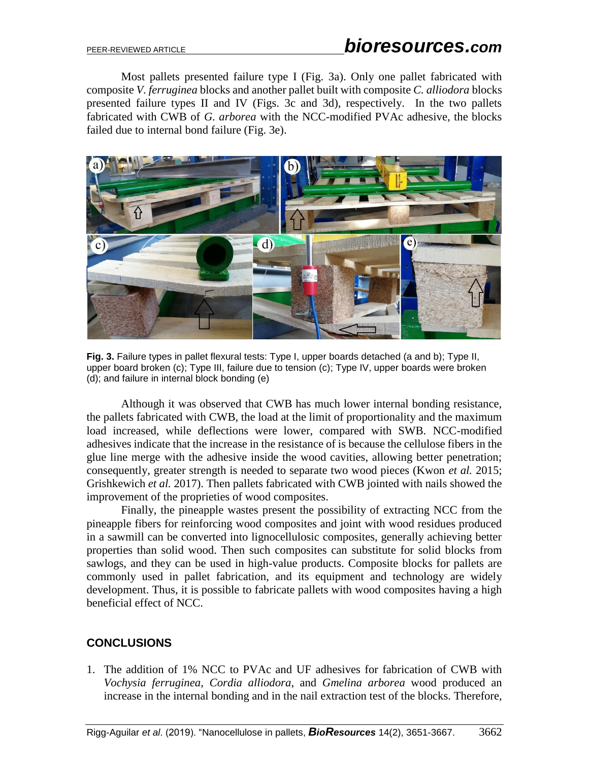Most pallets presented failure type I (Fig. 3a). Only one pallet fabricated with composite *V. ferruginea* blocks and another pallet built with composite *C. alliodora* blocks presented failure types II and IV (Figs. 3c and 3d), respectively. In the two pallets fabricated with CWB of *G. arborea* with the NCC-modified PVAc adhesive, the blocks failed due to internal bond failure (Fig. 3e).

**Fig. 3.** Failure types in pallet flexural tests: Type I, upper boards detached (a and b); Type II, upper board broken (c); Type III, failure due to tension (c); Type IV, upper boards were broken (d); and failure in internal block bonding (e)

Although it was observed that CWB has much lower internal bonding resistance, the pallets fabricated with CWB, the load at the limit of proportionality and the maximum load increased, while deflections were lower, compared with SWB. NCC-modified adhesives indicate that the increase in the resistance of is because the cellulose fibers in the glue line merge with the adhesive inside the wood cavities, allowing better penetration; consequently, greater strength is needed to separate two wood pieces (Kwon *et al.* 2015; Grishkewich *et al.* 2017). Then pallets fabricated with CWB jointed with nails showed the improvement of the proprieties of wood composites.

Finally, the pineapple wastes present the possibility of extracting NCC from the pineapple fibers for reinforcing wood composites and joint with wood residues produced in a sawmill can be converted into lignocellulosic composites, generally achieving better properties than solid wood. Then such composites can substitute for solid blocks from sawlogs, and they can be used in high-value products. Composite blocks for pallets are commonly used in pallet fabrication, and its equipment and technology are widely development. Thus, it is possible to fabricate pallets with wood composites having a high beneficial effect of NCC.

## CONCLUSIONS

1. The addition of 1% NCC to PVAc and UF adhesives for fabrication of CWB with *Vochysia ferruginea*, *Cordia alliodora*, and *Gmelina arborea* wood produced an increase in the internal bonding and in the nail extraction test of the blocks. Therefore,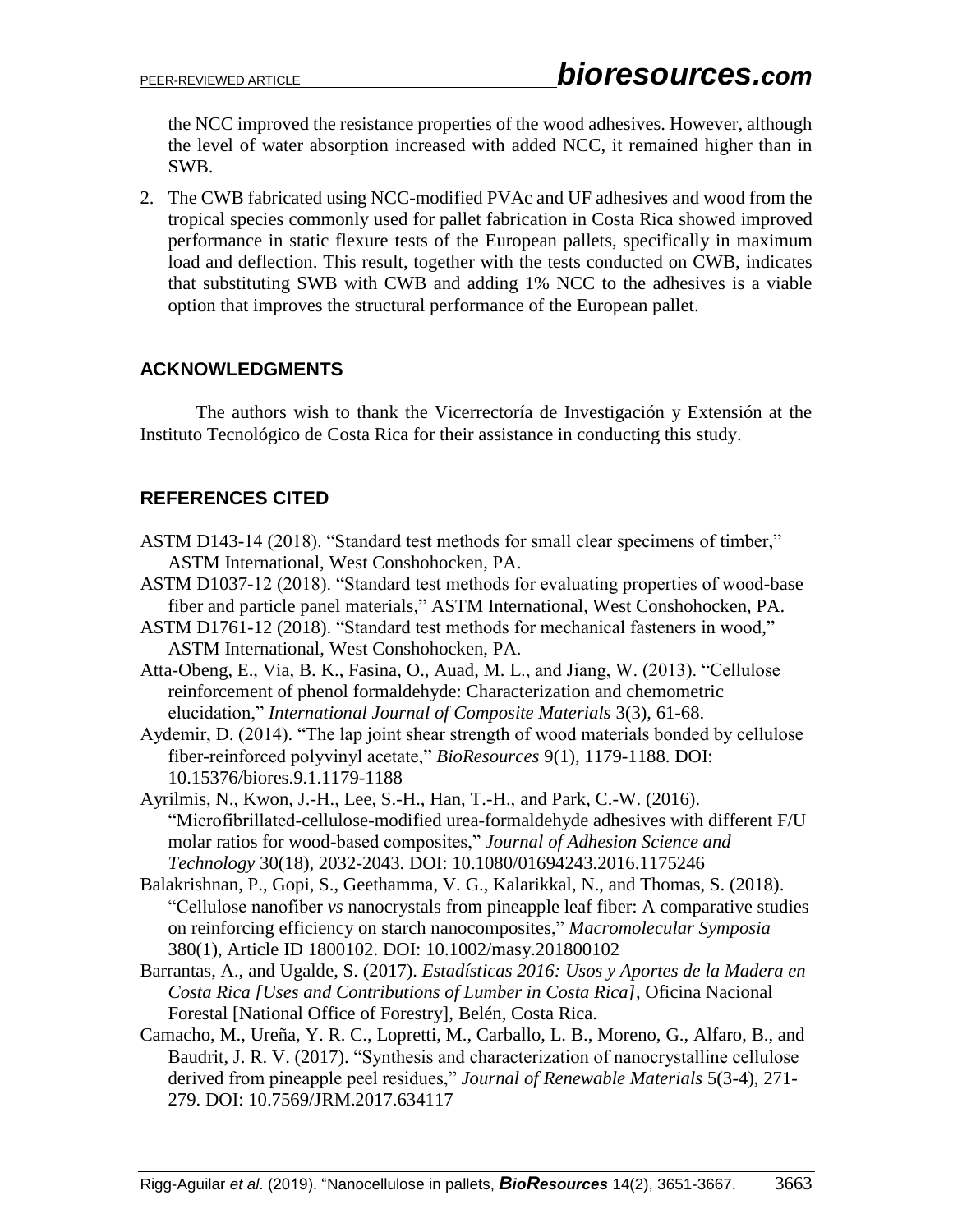the NCC improved the resistance properties of the wood adhesives. However, although the level of water absorption increased with added NCC, it remained higher than in SWB.

2. The CWB fabricated using NCC-modified PVAc and UF adhesives and wood from the tropical species commonly used for pallet fabrication in Costa Rica showed improved performance in static flexure tests of the European pallets, specifically in maximum load and deflection. This result, together with the tests conducted on CWB, indicates that substituting SWB with CWB and adding 1% NCC to the adhesives is a viable option that improves the structural performance of the European pallet.

## ACKNOWLEDGMENTS

The authors wish to thank the Vicerrectoría de Investigación y Extensión at the Instituto Tecnológico de Costa Rica for their assistance in conducting this study.

## REFERENCES CITED

ASTM D143-14 (2018). "Standard test methods for small clear specimens of timber," ASTM International, West Conshohocken, PA.

ASTM D1037-12 (2018). "Standard test methods for evaluating properties of wood-base fiber and particle panel materials," ASTM International, West Conshohocken, PA.

ASTM D1761-12 (2018). "Standard test methods for mechanical fasteners in wood," ASTM International, West Conshohocken, PA.

Atta-Obeng, E., Via, B. K., Fasina, O., Auad, M. L., and Jiang, W. (2013). "Cellulose reinforcement of phenol formaldehyde: Characterization and chemometric elucidation," *International Journal of Composite Materials* 3(3), 61-68.

Aydemir, D. (2014). "The lap joint shear strength of wood materials bonded by cellulose fiber-reinforced polyvinyl acetate," *BioResources* 9(1), 1179-1188. DOI: 10.15376/biores.9.1.1179-1188

Ayrilmis, N., Kwon, J.-H., Lee, S.-H., Han, T.-H., and Park, C.-W. (2016). "Microfibrillated-cellulose-modified urea-formaldehyde adhesives with different F/U molar ratios for wood-based composites," *Journal of Adhesion Science and Technology* 30(18), 2032-2043. DOI: 10.1080/01694243.2016.1175246

Balakrishnan, P., Gopi, S., Geethamma, V. G., Kalarikkal, N., and Thomas, S. (2018). "Cellulose nanofiber *vs* nanocrystals from pineapple leaf fiber: A comparative studies on reinforcing efficiency on starch nanocomposites," *Macromolecular Symposia* 380(1), Article ID 1800102. DOI: 10.1002/masy.201800102

Barrantas, A., and Ugalde, S. (2017). *Estadísticas 2016: Usos y Aportes de la Madera en Costa Rica [Uses and Contributions of Lumber in Costa Rica]*, Oficina Nacional Forestal [National Office of Forestry], Belén, Costa Rica.

Camacho, M., Ureña, Y. R. C., Lopretti, M., Carballo, L. B., Moreno, G., Alfaro, B., and Baudrit, J. R. V. (2017). "Synthesis and characterization of nanocrystalline cellulose derived from pineapple peel residues," *Journal of Renewable Materials* 5(3-4), 271-279. DOI: 10.7569/JRM.2017.634117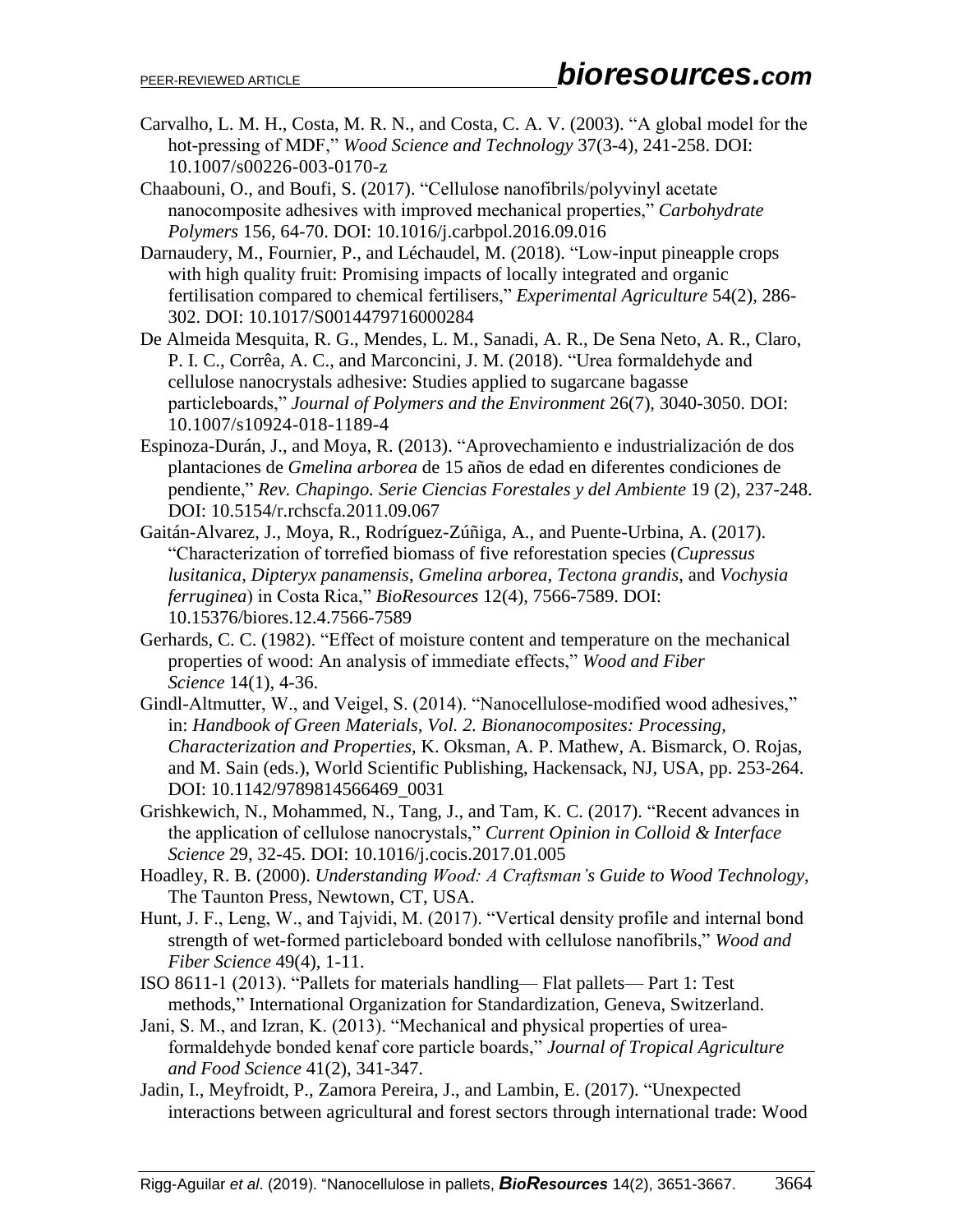Carvalho, L. M. H., Costa, M. R. N., and Costa, C. A. V. (2003). "A global model for the hot-pressing of MDF," *Wood Science and Technology* 37(3-4), 241-258. DOI: 10.1007/s00226-003-0170-z

Chaabouni, O., and Boufi, S. (2017). "Cellulose nanofibrils/polyvinyl acetate nanocomposite adhesives with improved mechanical properties," *Carbohydrate Polymers* 156, 64-70. DOI: 10.1016/j.carbpol.2016.09.016

Darnaudery, M., Fournier, P., and Léchaudel, M. (2018). "Low-input pineapple crops with high quality fruit: Promising impacts of locally integrated and organic fertilisation compared to chemical fertilisers," *Experimental Agriculture* 54(2), 286-302. DOI: 10.1017/S0014479716000284

De Almeida Mesquita, R. G., Mendes, L. M., Sanadi, A. R., De Sena Neto, A. R., Claro, P. I. C., Corrêa, A. C., and Marconcini, J. M. (2018). "Urea formaldehyde and cellulose nanocrystals adhesive: Studies applied to sugarcane bagasse particleboards," *Journal of Polymers and the Environment* 26(7), 3040-3050. DOI: 10.1007/s10924-018-1189-4

Espinoza-Durán, J., and Moya, R. (2013). "Aprovechamiento e industrialización de dos plantaciones de *Gmelina arborea* de 15 años de edad en diferentes condiciones de pendiente," *Rev. Chapingo. Serie Ciencias Forestales y del Ambiente* 19 (2), 237-248. DOI: 10.5154/r.rchscfa.2011.09.067

Gaitán-Alvarez, J., Moya, R., Rodríguez-Zúñiga, A., and Puente-Urbina, A. (2017). "Characterization of torrefied biomass of five reforestation species (*Cupressus lusitanica*, *Dipteryx panamensis*, *Gmelina arborea*, *Tectona grandis*, and *Vochysia ferruginea*) in Costa Rica," *BioResources* 12(4), 7566-7589. DOI: 10.15376/biores.12.4.7566-7589

Gerhards, C. C. (1982). "Effect of moisture content and temperature on the mechanical properties of wood: An analysis of immediate effects," *Wood and Fiber Science* 14(1), 4-36.

Gindl-Altmutter, W., and Veigel, S. (2014). "Nanocellulose-modified wood adhesives," in: *Handbook of Green Materials, Vol. 2. Bionanocomposites: Processing, Characterization and Properties*, K. Oksman, A. P. Mathew, A. Bismarck, O. Rojas, and M. Sain (eds.), World Scientific Publishing, Hackensack, NJ, USA, pp. 253-264. DOI: 10.1142/9789814566469_0031

Grishkewich, N., Mohammed, N., Tang, J., and Tam, K. C. (2017). "Recent advances in the application of cellulose nanocrystals," *Current Opinion in Colloid & Interface Science* 29, 32-45. DOI: 10.1016/j.cocis.2017.01.005

Hoadley, R. B. (2000). *Understanding Wood: A Craftsman's Guide to Wood Technology*, The Taunton Press, Newtown, CT, USA.

Hunt, J. F., Leng, W., and Tajvidi, M. (2017). "Vertical density profile and internal bond strength of wet-formed particleboard bonded with cellulose nanofibrils," *Wood and Fiber Science* 49(4), 1-11.

ISO 8611-1 (2013). "Pallets for materials handling— Flat pallets— Part 1: Test methods," International Organization for Standardization, Geneva, Switzerland.

Jani, S. M., and Izran, K. (2013). "Mechanical and physical properties of urea-formaldehyde bonded kenaf core particle boards," *Journal of Tropical Agriculture and Food Science* 41(2), 341-347.

Jadin, I., Meyfroidt, P., Zamora Pereira, J., and Lambin, E. (2017). "Unexpected interactions between agricultural and forest sectors through international trade: Wood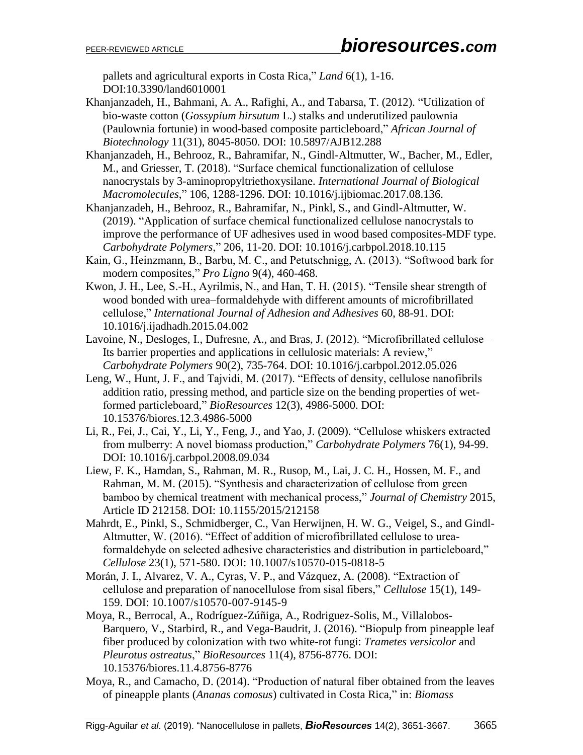pallets and agricultural exports in Costa Rica," *Land* 6(1), 1-16. DOI:10.3390/land6010001

Khanjanzadeh, H., Bahmani, A. A., Rafighi, A., and Tabarsa, T. (2012). "Utilization of bio-waste cotton (*Gossypium hirsutum* L.) stalks and underutilized paulownia (Paulownia fortunie) in wood-based composite particleboard," *African Journal of Biotechnology* 11(31), 8045-8050. DOI: 10.5897/AJB12.288

Khanjanzadeh, H., Behrooz, R., Bahramifar, N., Gindl-Altmutter, W., Bacher, M., Edler, M., and Griesser, T. (2018). "Surface chemical functionalization of cellulose nanocrystals by 3-aminopropyltriethoxysilane. *International Journal of Biological Macromolecules*," 106, 1288-1296. DOI: 10.1016/j.ijbiomac.2017.08.136.

Khanjanzadeh, H., Behrooz, R., Bahramifar, N., Pinkl, S., and Gindl-Altmutter, W. (2019). "Application of surface chemical functionalized cellulose nanocrystals to improve the performance of UF adhesives used in wood based composites-MDF type. *Carbohydrate Polymers*," 206, 11-20. DOI: 10.1016/j.carbpol.2018.10.115

Kain, G., Heinzmann, B., Barbu, M. C., and Petutschnigg, A. (2013). "Softwood bark for modern composites," *Pro Ligno* 9(4), 460-468.

Kwon, J. H., Lee, S.-H., Ayrilmis, N., and Han, T. H. (2015). "Tensile shear strength of wood bonded with urea–formaldehyde with different amounts of microfibrillated cellulose," *International Journal of Adhesion and Adhesives* 60, 88-91. DOI: 10.1016/j.ijadhadh.2015.04.002

Lavoine, N., Desloges, I., Dufresne, A., and Bras, J. (2012). "Microfibrillated cellulose – Its barrier properties and applications in cellulosic materials: A review," *Carbohydrate Polymers* 90(2), 735-764. DOI: 10.1016/j.carbpol.2012.05.026

Leng, W., Hunt, J. F., and Tajvidi, M. (2017). "Effects of density, cellulose nanofibrils addition ratio, pressing method, and particle size on the bending properties of wet-formed particleboard," *BioResources* 12(3), 4986-5000. DOI: 10.15376/biores.12.3.4986-5000

Li, R., Fei, J., Cai, Y., Li, Y., Feng, J., and Yao, J. (2009). "Cellulose whiskers extracted from mulberry: A novel biomass production," *Carbohydrate Polymers* 76(1), 94-99. DOI: 10.1016/j.carbpol.2008.09.034

Liew, F. K., Hamdan, S., Rahman, M. R., Rusop, M., Lai, J. C. H., Hossen, M. F., and Rahman, M. M. (2015). "Synthesis and characterization of cellulose from green bamboo by chemical treatment with mechanical process," *Journal of Chemistry* 2015, Article ID 212158. DOI: 10.1155/2015/212158

Mahrdt, E., Pinkl, S., Schmidberger, C., Van Herwijnen, H. W. G., Veigel, S., and Gindl-Altmutter, W. (2016). "Effect of addition of microfibrillated cellulose to urea-formaldehyde on selected adhesive characteristics and distribution in particleboard," *Cellulose* 23(1), 571-580. DOI: 10.1007/s10570-015-0818-5

Morán, J. I., Alvarez, V. A., Cyras, V. P., and Vázquez, A. (2008). "Extraction of cellulose and preparation of nanocellulose from sisal fibers," *Cellulose* 15(1), 149-159. DOI: 10.1007/s10570-007-9145-9

Moya, R., Berrocal, A., Rodríguez-Zúñiga, A., Rodriguez-Solis, M., Villalobos-Barquero, V., Starbird, R., and Vega-Baudrit, J. (2016). "Biopulp from pineapple leaf fiber produced by colonization with two white-rot fungi: *Trametes versicolor* and *Pleurotus ostreatus*," *BioResources* 11(4), 8756-8776. DOI: 10.15376/biores.11.4.8756-8776

Moya, R., and Camacho, D. (2014). "Production of natural fiber obtained from the leaves of pineapple plants (*Ananas comosus*) cultivated in Costa Rica," in: *Biomass*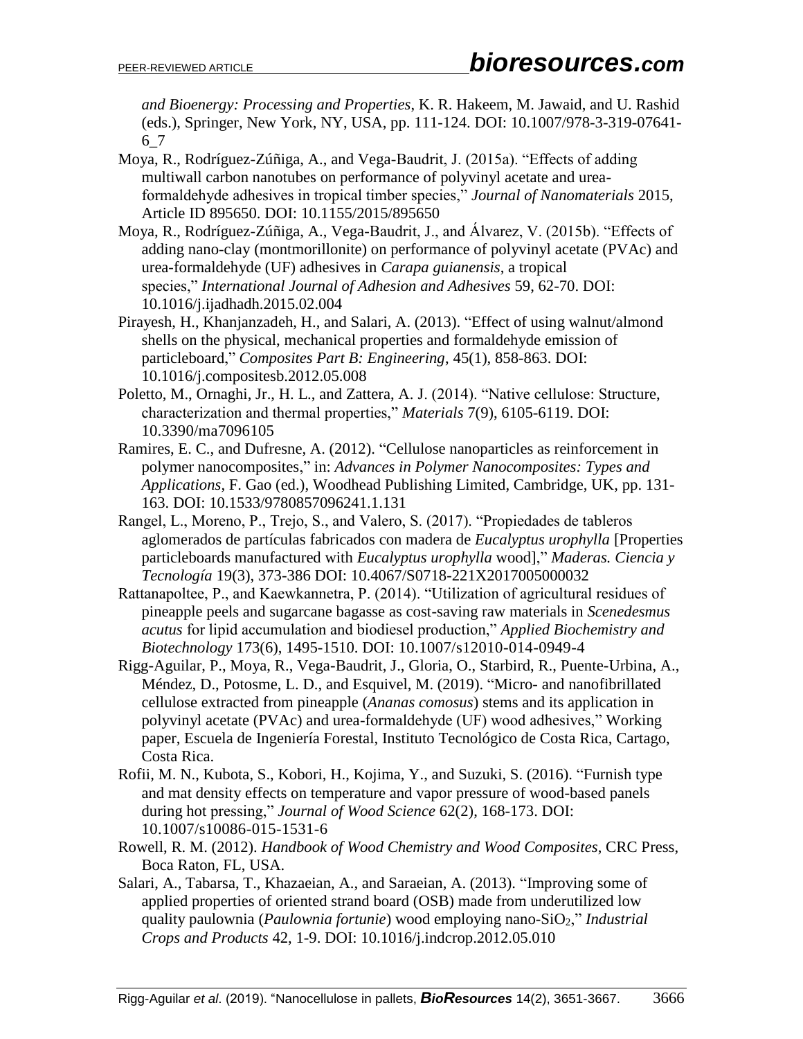*and Bioenergy: Processing and Properties*, K. R. Hakeem, M. Jawaid, and U. Rashid (eds.), Springer, New York, NY, USA, pp. 111-124. DOI: 10.1007/978-3-319-07641-6_7

Moya, R., Rodríguez-Zúñiga, A., and Vega-Baudrit, J. (2015a). "Effects of adding multiwall carbon nanotubes on performance of polyvinyl acetate and urea-formaldehyde adhesives in tropical timber species," *Journal of Nanomaterials* 2015, Article ID 895650. DOI: 10.1155/2015/895650

Moya, R., Rodríguez-Zúñiga, A., Vega-Baudrit, J., and Álvarez, V. (2015b). "Effects of adding nano-clay (montmorillonite) on performance of polyvinyl acetate (PVAc) and urea-formaldehyde (UF) adhesives in *Carapa guianensis*, a tropical species," *International Journal of Adhesion and Adhesives* 59, 62-70. DOI: 10.1016/j.ijadhadh.2015.02.004

Pirayesh, H., Khanjanzadeh, H., and Salari, A. (2013). "Effect of using walnut/almond shells on the physical, mechanical properties and formaldehyde emission of particleboard," *Composites Part B: Engineering*, 45(1), 858-863. DOI: 10.1016/j.compositesb.2012.05.008

Poletto, M., Ornaghi, Jr., H. L., and Zattera, A. J. (2014). "Native cellulose: Structure, characterization and thermal properties," *Materials* 7(9), 6105-6119. DOI: 10.3390/ma7096105

Ramires, E. C., and Dufresne, A. (2012). "Cellulose nanoparticles as reinforcement in polymer nanocomposites," in: *Advances in Polymer Nanocomposites: Types and Applications*, F. Gao (ed.), Woodhead Publishing Limited, Cambridge, UK, pp. 131-163. DOI: 10.1533/9780857096241.1.131

Rangel, L., Moreno, P., Trejo, S., and Valero, S. (2017). "Propiedades de tableros aglomerados de partículas fabricados con madera de *Eucalyptus urophylla* [Properties particleboards manufactured with *Eucalyptus urophylla* wood]," *Maderas. Ciencia y Tecnología* 19(3), 373-386 DOI: 10.4067/S0718-221X2017005000032

Rattanapoltee, P., and Kaewkannetra, P. (2014). "Utilization of agricultural residues of pineapple peels and sugarcane bagasse as cost-saving raw materials in *Scenedesmus acutus* for lipid accumulation and biodiesel production," *Applied Biochemistry and Biotechnology* 173(6), 1495-1510. DOI: 10.1007/s12010-014-0949-4

Rigg-Aguilar, P., Moya, R., Vega-Baudrit, J., Gloria, O., Starbird, R., Puente-Urbina, A., Méndez, D., Potosme, L. D., and Esquivel, M. (2019). "Micro- and nanofibrillated cellulose extracted from pineapple (*Ananas comosus*) stems and its application in polyvinyl acetate (PVAc) and urea-formaldehyde (UF) wood adhesives," Working paper, Escuela de Ingeniería Forestal, Instituto Tecnológico de Costa Rica, Cartago, Costa Rica.

Rofii, M. N., Kubota, S., Kobori, H., Kojima, Y., and Suzuki, S. (2016). "Furnish type and mat density effects on temperature and vapor pressure of wood-based panels during hot pressing," *Journal of Wood Science* 62(2), 168-173. DOI: 10.1007/s10086-015-1531-6

Rowell, R. M. (2012). *Handbook of Wood Chemistry and Wood Composites*, CRC Press, Boca Raton, FL, USA.

Salari, A., Tabarsa, T., Khazaeian, A., and Saraeian, A. (2013). "Improving some of applied properties of oriented strand board (OSB) made from underutilized low quality paulownia (*Paulownia fortunie*) wood employing nano-$SiO_2$," *Industrial Crops and Products* 42, 1-9. DOI: 10.1016/j.indcrop.2012.05.010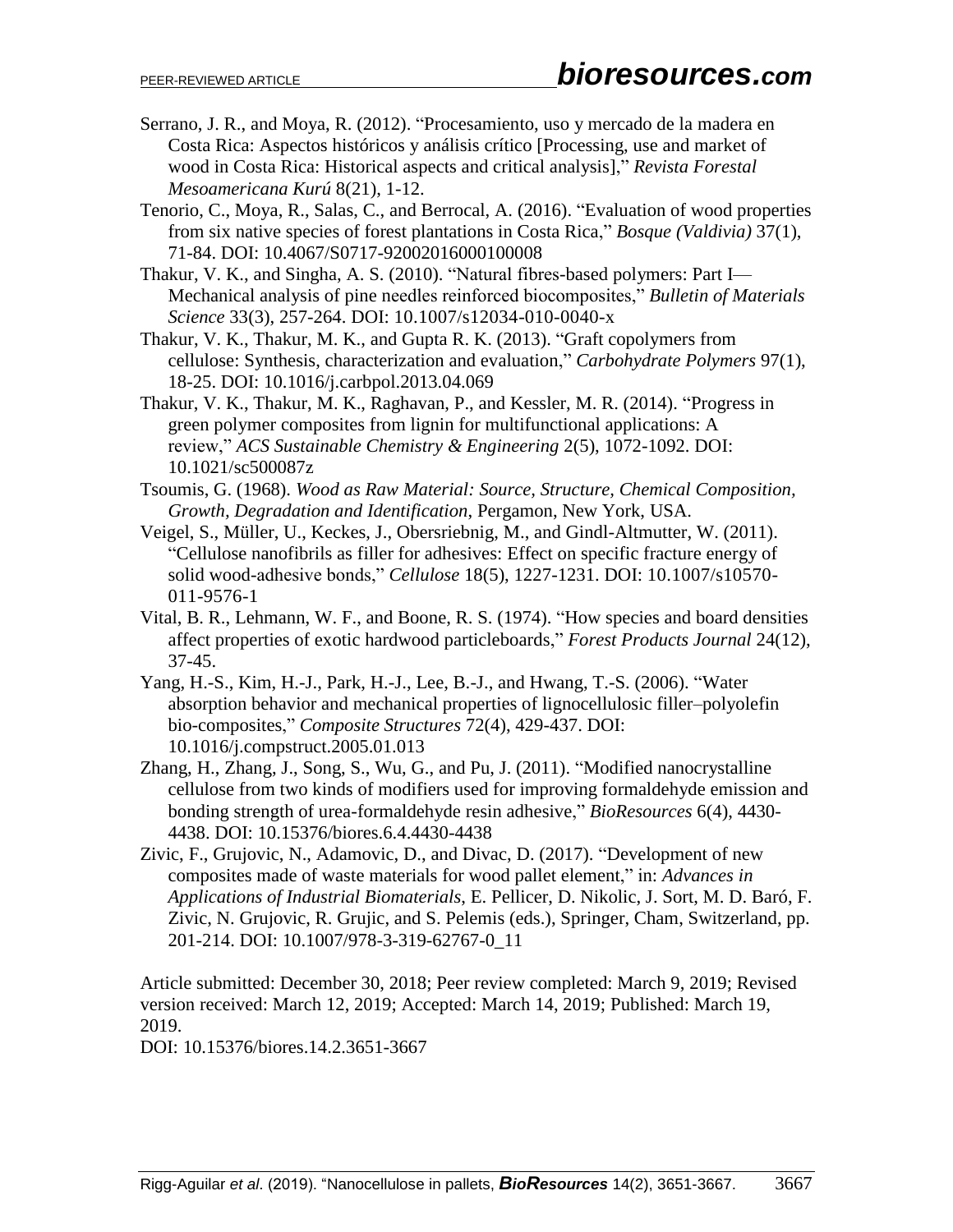Serrano, J. R., and Moya, R. (2012). "Procesamiento, uso y mercado de la madera en Costa Rica: Aspectos históricos y análisis crítico [Processing, use and market of wood in Costa Rica: Historical aspects and critical analysis]," *Revista Forestal Mesoamericana Kurú* 8(21), 1-12.

Tenorio, C., Moya, R., Salas, C., and Berrocal, A. (2016). "Evaluation of wood properties from six native species of forest plantations in Costa Rica," *Bosque (Valdivia)* 37(1), 71-84. DOI: 10.4067/S0717-92002016000100008

Thakur, V. K., and Singha, A. S. (2010). "Natural fibres-based polymers: Part I—Mechanical analysis of pine needles reinforced biocomposites," *Bulletin of Materials Science* 33(3), 257-264. DOI: 10.1007/s12034-010-0040-x

Thakur, V. K., Thakur, M. K., and Gupta R. K. (2013). "Graft copolymers from cellulose: Synthesis, characterization and evaluation," *Carbohydrate Polymers* 97(1), 18-25. DOI: 10.1016/j.carbpol.2013.04.069

Thakur, V. K., Thakur, M. K., Raghavan, P., and Kessler, M. R. (2014). "Progress in green polymer composites from lignin for multifunctional applications: A review," *ACS Sustainable Chemistry & Engineering* 2(5), 1072-1092. DOI: 10.1021/sc500087z

Tsoumis, G. (1968). *Wood as Raw Material: Source, Structure, Chemical Composition, Growth, Degradation and Identification*, Pergamon, New York, USA.

Veigel, S., Müller, U., Keckes, J., Obersriebnig, M., and Gindl-Altmutter, W. (2011). "Cellulose nanofibrils as filler for adhesives: Effect on specific fracture energy of solid wood-adhesive bonds," *Cellulose* 18(5), 1227-1231. DOI: 10.1007/s10570-011-9576-1

Vital, B. R., Lehmann, W. F., and Boone, R. S. (1974). "How species and board densities affect properties of exotic hardwood particleboards," *Forest Products Journal* 24(12), 37-45.

Yang, H.-S., Kim, H.-J., Park, H.-J., Lee, B.-J., and Hwang, T.-S. (2006). "Water absorption behavior and mechanical properties of lignocellulosic filler–polyolefin bio-composites," *Composite Structures* 72(4), 429-437. DOI: 10.1016/j.compstruct.2005.01.013

Zhang, H., Zhang, J., Song, S., Wu, G., and Pu, J. (2011). "Modified nanocrystalline cellulose from two kinds of modifiers used for improving formaldehyde emission and bonding strength of urea-formaldehyde resin adhesive," *BioResources* 6(4), 4430-4438. DOI: 10.15376/biores.6.4.4430-4438

Zivic, F., Grujovic, N., Adamovic, D., and Divac, D. (2017). "Development of new composites made of waste materials for wood pallet element," in: *Advances in Applications of Industrial Biomaterials*, E. Pellicer, D. Nikolic, J. Sort, M. D. Baró, F. Zivic, N. Grujovic, R. Grujic, and S. Pelemis (eds.), Springer, Cham, Switzerland, pp. 201-214. DOI: 10.1007/978-3-319-62767-0_11

Article submitted: December 30, 2018; Peer review completed: March 9, 2019; Revised version received: March 12, 2019; Accepted: March 14, 2019; Published: March 19, 2019.

DOI: 10.15376/biores.14.2.3651-3667